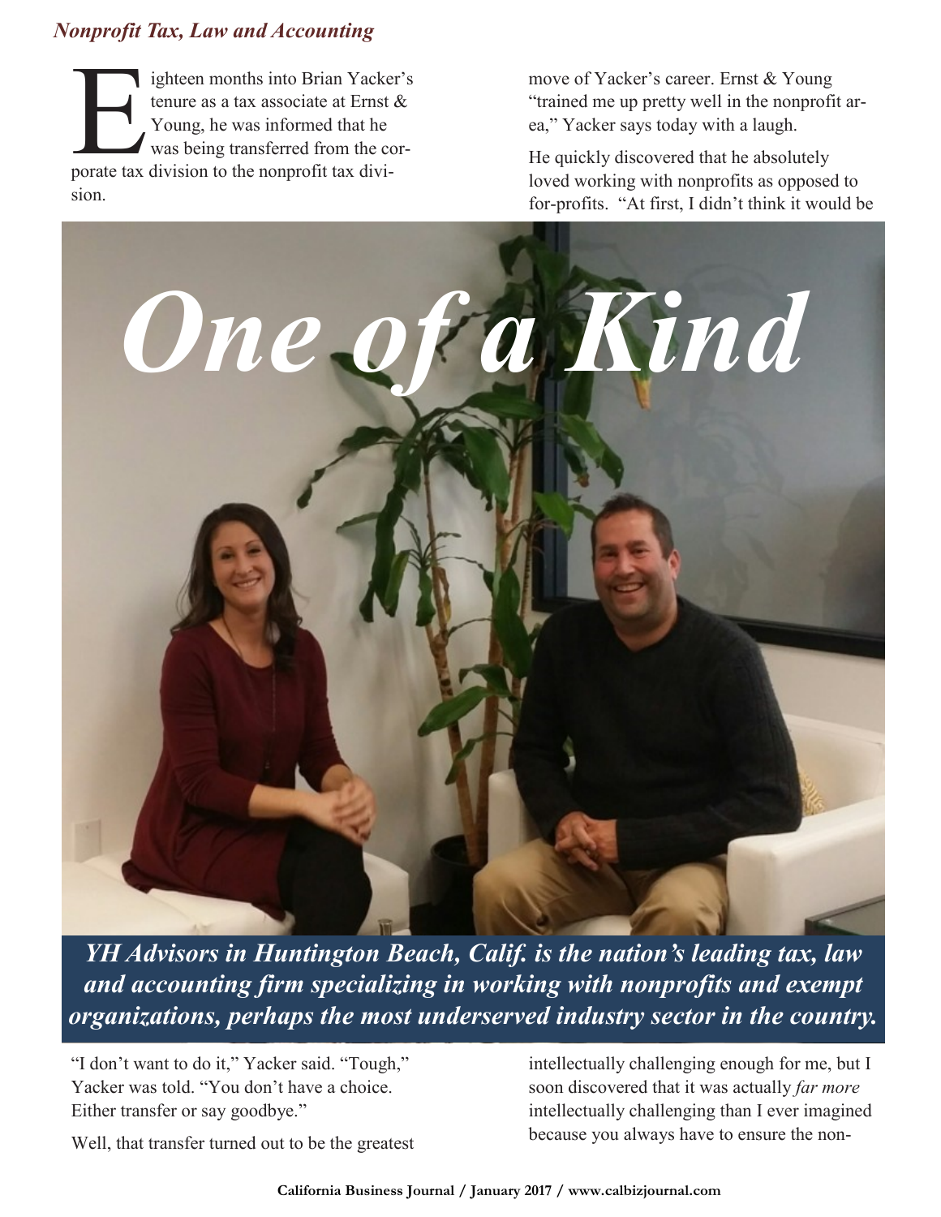*Nonprofit Tax, Law and Accounting*

# One of a Kind

***YH Advisors in Huntington Beach, Calif. is the nation's leading tax, law and accounting firm specializing in working with nonprofits and exempt organizations, perhaps the most underserved industry sector in the country.***

Eighteen months into Brian Yacker's tenure as a tax associate at Ernst & Young, he was informed that he was being transferred from the corporate tax division to the nonprofit tax division.

"I don't want to do it," Yacker said. "Tough," Yacker was told. "You don't have a choice. Either transfer or say goodbye."

Well, that transfer turned out to be the greatest move of Yacker's career. Ernst & Young "trained me up pretty well in the nonprofit area," Yacker says today with a laugh.

He quickly discovered that he absolutely loved working with nonprofits as opposed to for-profits. "At first, I didn't think it would be intellectually challenging enough for me, but I soon discovered that it was actually *far more* intellectually challenging than I ever imagined because you always have to ensure the non-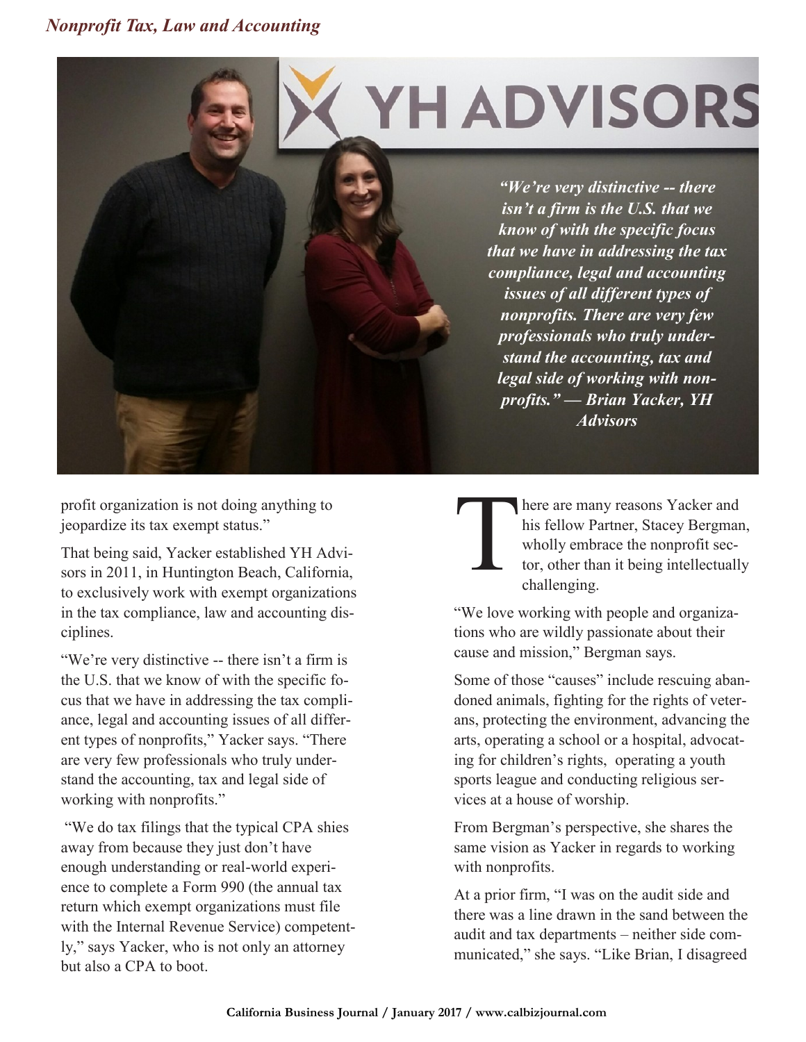*“We’re very distinctive -- there isn’t a firm is the U.S. that we know of with the specific focus that we have in addressing the tax compliance, legal and accounting issues of all different types of nonprofits. There are very few professionals who truly understand the accounting, tax and legal side of working with nonprofits.” — Brian Yacker, YH Advisors*

profit organization is not doing anything to jeopardize its tax exempt status.”

That being said, Yacker established YH Advisors in 2011, in Huntington Beach, California, to exclusively work with exempt organizations in the tax compliance, law and accounting disciplines.

“We’re very distinctive -- there isn’t a firm is the U.S. that we know of with the specific focus that we have in addressing the tax compliance, legal and accounting issues of all different types of nonprofits,” Yacker says. “There are very few professionals who truly understand the accounting, tax and legal side of working with nonprofits.”

“We do tax filings that the typical CPA shies away from because they just don’t have enough understanding or real-world experience to complete a Form 990 (the annual tax return which exempt organizations must file with the Internal Revenue Service) competently,” says Yacker, who is not only an attorney but also a CPA to boot.

There are many reasons Yacker and his fellow Partner, Stacey Bergman, wholly embrace the nonprofit sector, other than it being intellectually challenging.

“We love working with people and organizations who are wildly passionate about their cause and mission,” Bergman says.

Some of those “causes” include rescuing abandoned animals, fighting for the rights of veterans, protecting the environment, advancing the arts, operating a school or a hospital, advocating for children’s rights, operating a youth sports league and conducting religious services at a house of worship.

From Bergman’s perspective, she shares the same vision as Yacker in regards to working with nonprofits.

At a prior firm, “I was on the audit side and there was a line drawn in the sand between the audit and tax departments – neither side communicated,” she says. “Like Brian, I disagreed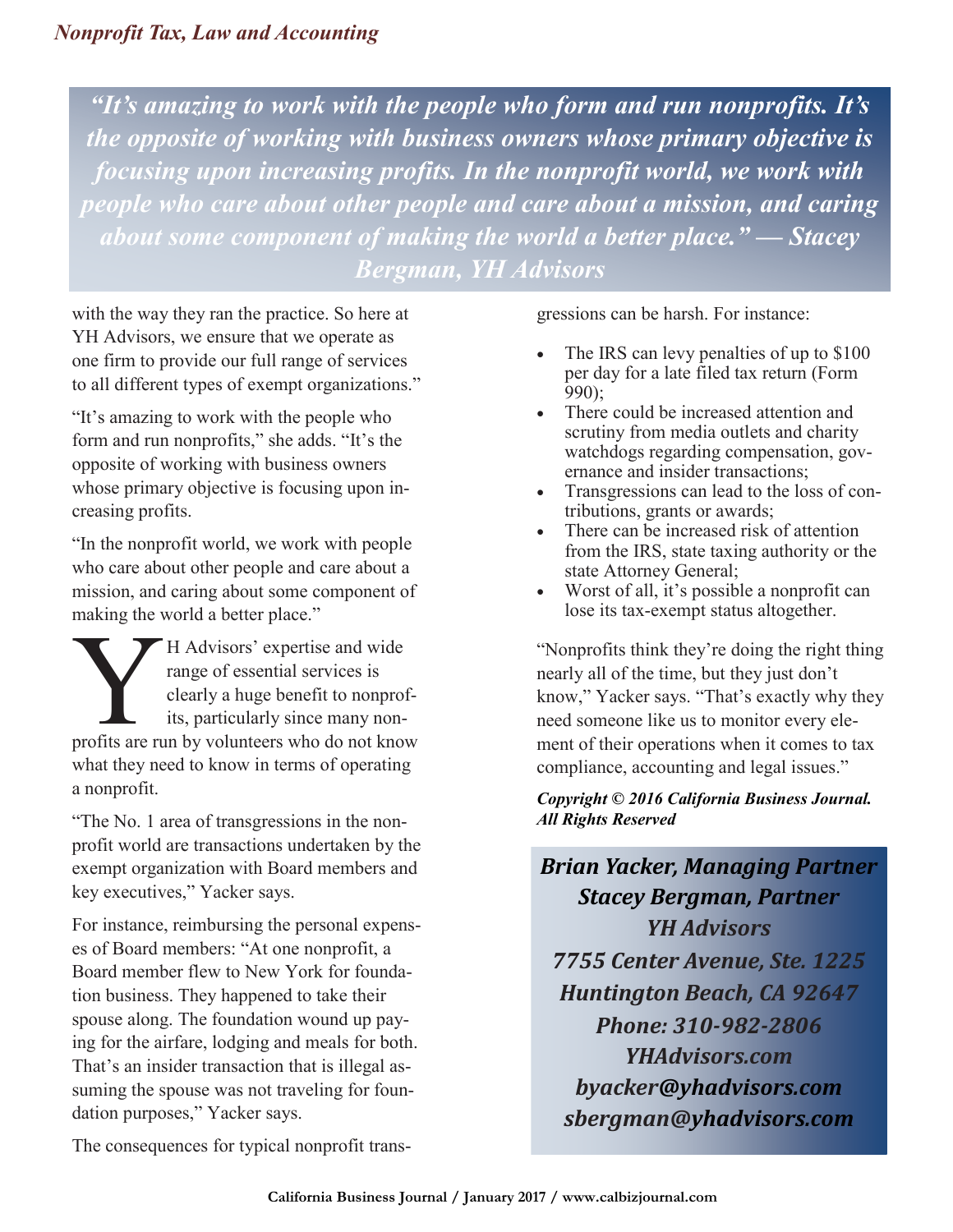> ***"It's amazing to work with the people who form and run nonprofits. It's the opposite of working with business owners whose primary objective is focusing upon increasing profits. In the nonprofit world, we work with people who care about other people and care about a mission, and caring about some component of making the world a better place." — Stacey Bergman, YH Advisors***

with the way they ran the practice. So here at YH Advisors, we ensure that we operate as one firm to provide our full range of services to all different types of exempt organizations."

"It's amazing to work with the people who form and run nonprofits," she adds. "It's the opposite of working with business owners whose primary objective is focusing upon increasing profits.

"In the nonprofit world, we work with people who care about other people and care about a mission, and caring about some component of making the world a better place."

YH Advisors' expertise and wide range of essential services is clearly a huge benefit to nonprofits, particularly since many nonprofits are run by volunteers who do not know what they need to know in terms of operating a nonprofit.

"The No. 1 area of transgressions in the nonprofit world are transactions undertaken by the exempt organization with Board members and key executives," Yacker says.

For instance, reimbursing the personal expenses of Board members: "At one nonprofit, a Board member flew to New York for foundation business. They happened to take their spouse along. The foundation wound up paying for the airfare, lodging and meals for both. That's an insider transaction that is illegal assuming the spouse was not traveling for foundation purposes," Yacker says.

The consequences for typical nonprofit transgressions can be harsh. For instance:

- The IRS can levy penalties of up to $100 per day for a late filed tax return (Form 990);
- There could be increased attention and scrutiny from media outlets and charity watchdogs regarding compensation, governance and insider transactions;
- Transgressions can lead to the loss of contributions, grants or awards;
- There can be increased risk of attention from the IRS, state taxing authority or the state Attorney General;
- Worst of all, it's possible a nonprofit can lose its tax-exempt status altogether.

"Nonprofits think they're doing the right thing nearly all of the time, but they just don't know," Yacker says. "That's exactly why they need someone like us to monitor every element of their operations when it comes to tax compliance, accounting and legal issues."

***Copyright © 2016 California Business Journal. All Rights Reserved***

***Brian Yacker, Managing Partner***
***Stacey Bergman, Partner***
***YH Advisors***
***7755 Center Avenue, Ste. 1225***
***Huntington Beach, CA 92647***
***Phone: 310-982-2806***
***YHAdvisors.com***
***byacker@yhadvisors.com***
***sbergman@yhadvisors.com***